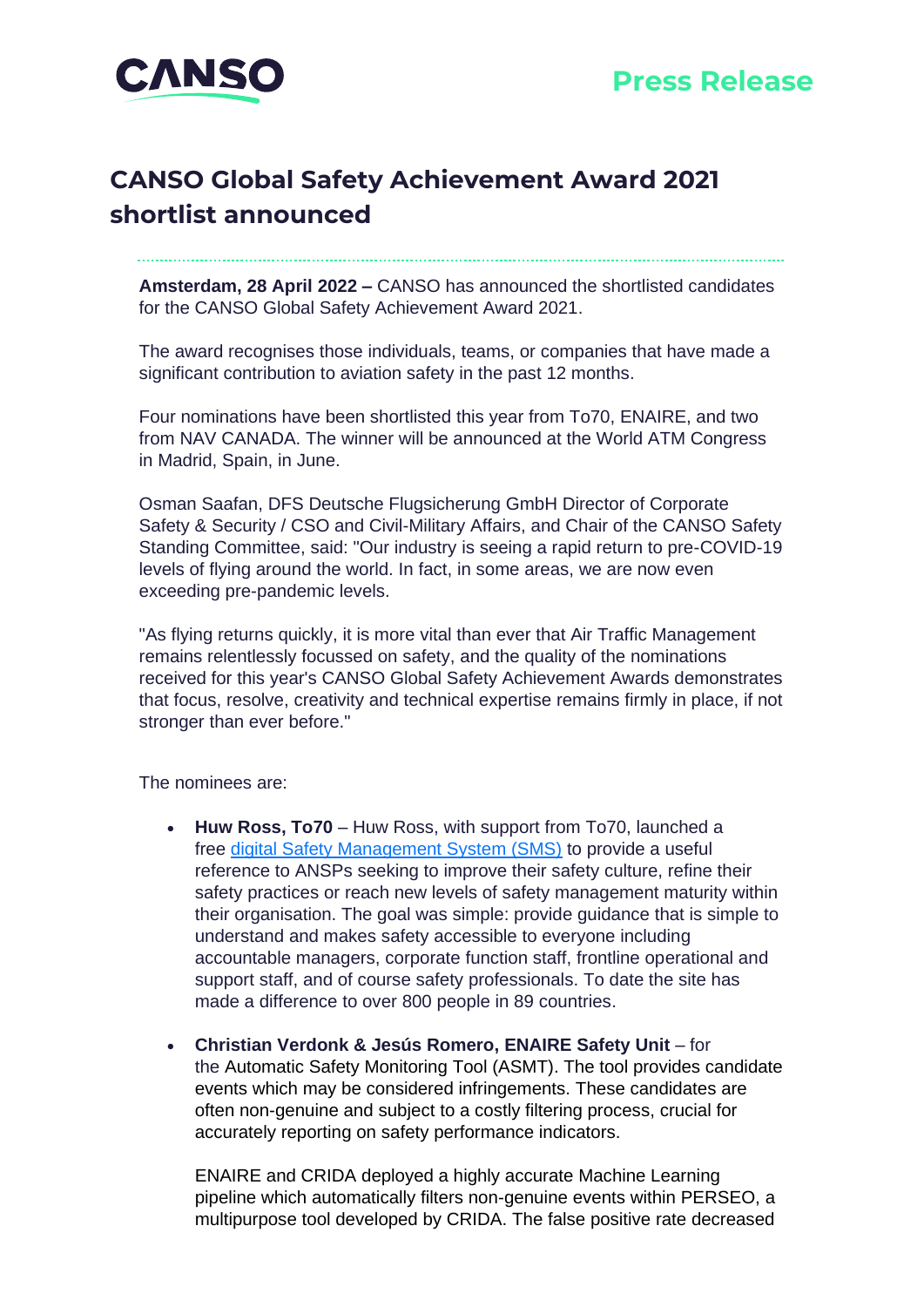CANSO

Press Release

# CANSO Global Safety Achievement Award 2021 shortlist announced

**Amsterdam, 28 April 2022 –** CANSO has announced the shortlisted candidates for the CANSO Global Safety Achievement Award 2021.

The award recognises those individuals, teams, or companies that have made a significant contribution to aviation safety in the past 12 months.

Four nominations have been shortlisted this year from To70, ENAIRE, and two from NAV CANADA. The winner will be announced at the World ATM Congress in Madrid, Spain, in June.

Osman Saafan, DFS Deutsche Flugsicherung GmbH Director of Corporate Safety & Security / CSO and Civil-Military Affairs, and Chair of the CANSO Safety Standing Committee, said: "Our industry is seeing a rapid return to pre-COVID-19 levels of flying around the world. In fact, in some areas, we are now even exceeding pre-pandemic levels.

"As flying returns quickly, it is more vital than ever that Air Traffic Management remains relentlessly focussed on safety, and the quality of the nominations received for this year's CANSO Global Safety Achievement Awards demonstrates that focus, resolve, creativity and technical expertise remains firmly in place, if not stronger than ever before."

The nominees are:

- **Huw Ross, To70** – Huw Ross, with support from To70, launched a free digital Safety Management System (SMS) to provide a useful reference to ANSPs seeking to improve their safety culture, refine their safety practices or reach new levels of safety management maturity within their organisation. The goal was simple: provide guidance that is simple to understand and makes safety accessible to everyone including accountable managers, corporate function staff, frontline operational and support staff, and of course safety professionals. To date the site has made a difference to over 800 people in 89 countries.

- **Christian Verdonk & Jesús Romero, ENAIRE Safety Unit** – for the Automatic Safety Monitoring Tool (ASMT). The tool provides candidate events which may be considered infringements. These candidates are often non-genuine and subject to a costly filtering process, crucial for accurately reporting on safety performance indicators.

  ENAIRE and CRIDA deployed a highly accurate Machine Learning pipeline which automatically filters non-genuine events within PERSEO, a multipurpose tool developed by CRIDA. The false positive rate decreased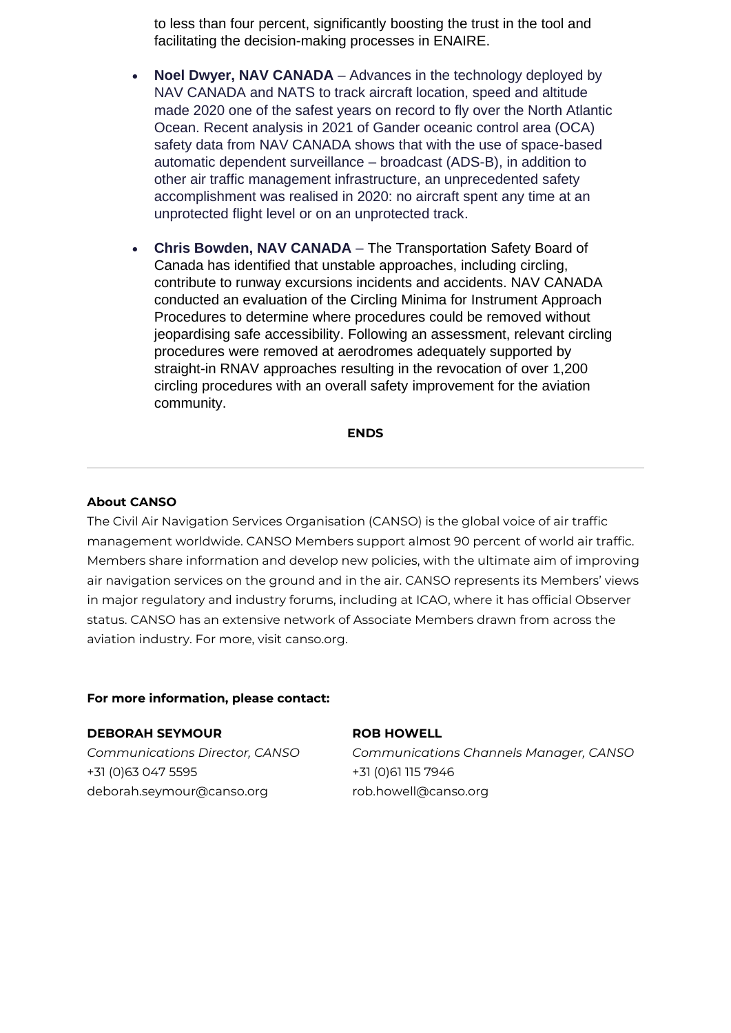to less than four percent, significantly boosting the trust in the tool and facilitating the decision-making processes in ENAIRE.

- **Noel Dwyer, NAV CANADA** – Advances in the technology deployed by NAV CANADA and NATS to track aircraft location, speed and altitude made 2020 one of the safest years on record to fly over the North Atlantic Ocean. Recent analysis in 2021 of Gander oceanic control area (OCA) safety data from NAV CANADA shows that with the use of space-based automatic dependent surveillance – broadcast (ADS-B), in addition to other air traffic management infrastructure, an unprecedented safety accomplishment was realised in 2020: no aircraft spent any time at an unprotected flight level or on an unprotected track.
- **Chris Bowden, NAV CANADA** – The Transportation Safety Board of Canada has identified that unstable approaches, including circling, contribute to runway excursions incidents and accidents. NAV CANADA conducted an evaluation of the Circling Minima for Instrument Approach Procedures to determine where procedures could be removed without jeopardising safe accessibility. Following an assessment, relevant circling procedures were removed at aerodromes adequately supported by straight-in RNAV approaches resulting in the revocation of over 1,200 circling procedures with an overall safety improvement for the aviation community.

**ENDS**

---

**About CANSO**

The Civil Air Navigation Services Organisation (CANSO) is the global voice of air traffic management worldwide. CANSO Members support almost 90 percent of world air traffic. Members share information and develop new policies, with the ultimate aim of improving air navigation services on the ground and in the air. CANSO represents its Members' views in major regulatory and industry forums, including at ICAO, where it has official Observer status. CANSO has an extensive network of Associate Members drawn from across the aviation industry. For more, visit canso.org.

**For more information, please contact:**

**DEBORAH SEYMOUR**
*Communications Director, CANSO*
+31 (0)63 047 5595
deborah.seymour@canso.org

**ROB HOWELL**
*Communications Channels Manager, CANSO*
+31 (0)61 115 7946
rob.howell@canso.org